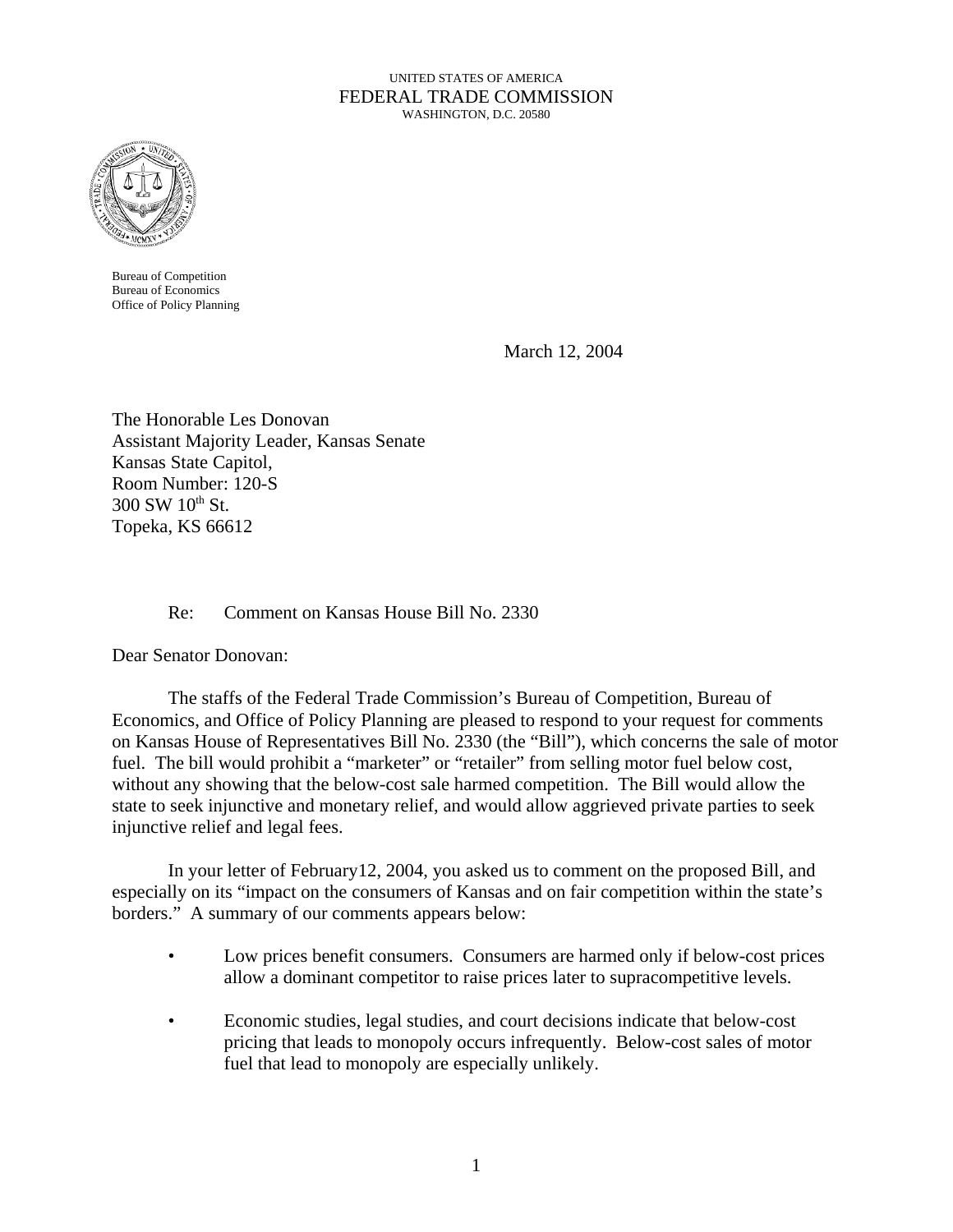UNITED STATES OF AMERICA
FEDERAL TRADE COMMISSION
WASHINGTON, D.C. 20580

Bureau of Competition
Bureau of Economics
Office of Policy Planning

March 12, 2004

The Honorable Les Donovan
Assistant Majority Leader, Kansas Senate
Kansas State Capitol,
Room Number: 120-S
300 SW 10th St.
Topeka, KS 66612

Re: Comment on Kansas House Bill No. 2330

Dear Senator Donovan:

The staffs of the Federal Trade Commission's Bureau of Competition, Bureau of Economics, and Office of Policy Planning are pleased to respond to your request for comments on Kansas House of Representatives Bill No. 2330 (the "Bill"), which concerns the sale of motor fuel. The bill would prohibit a "marketer" or "retailer" from selling motor fuel below cost, without any showing that the below-cost sale harmed competition. The Bill would allow the state to seek injunctive and monetary relief, and would allow aggrieved private parties to seek injunctive relief and legal fees.

In your letter of February12, 2004, you asked us to comment on the proposed Bill, and especially on its "impact on the consumers of Kansas and on fair competition within the state's borders." A summary of our comments appears below:

- Low prices benefit consumers. Consumers are harmed only if below-cost prices allow a dominant competitor to raise prices later to supracompetitive levels.
- Economic studies, legal studies, and court decisions indicate that below-cost pricing that leads to monopoly occurs infrequently. Below-cost sales of motor fuel that lead to monopoly are especially unlikely.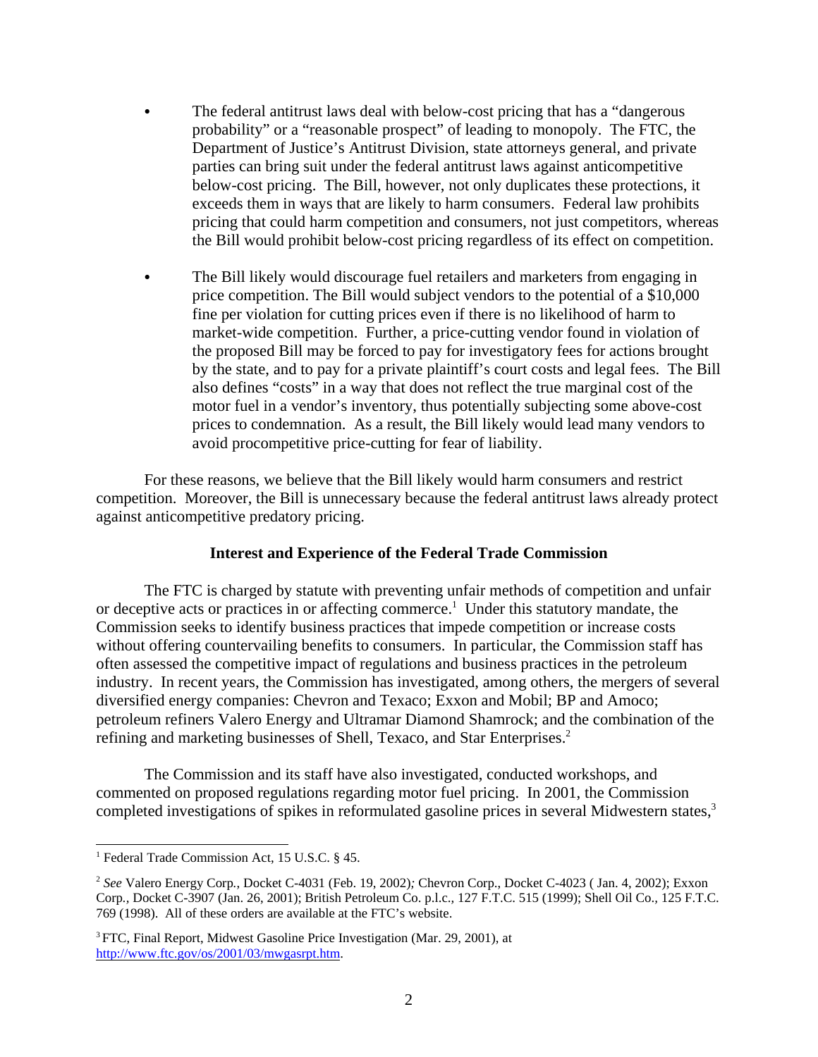- The federal antitrust laws deal with below-cost pricing that has a "dangerous probability" or a "reasonable prospect" of leading to monopoly. The FTC, the Department of Justice's Antitrust Division, state attorneys general, and private parties can bring suit under the federal antitrust laws against anticompetitive below-cost pricing. The Bill, however, not only duplicates these protections, it exceeds them in ways that are likely to harm consumers. Federal law prohibits pricing that could harm competition and consumers, not just competitors, whereas the Bill would prohibit below-cost pricing regardless of its effect on competition.

- The Bill likely would discourage fuel retailers and marketers from engaging in price competition. The Bill would subject vendors to the potential of a $10,000 fine per violation for cutting prices even if there is no likelihood of harm to market-wide competition. Further, a price-cutting vendor found in violation of the proposed Bill may be forced to pay for investigatory fees for actions brought by the state, and to pay for a private plaintiff's court costs and legal fees. The Bill also defines "costs" in a way that does not reflect the true marginal cost of the motor fuel in a vendor's inventory, thus potentially subjecting some above-cost prices to condemnation. As a result, the Bill likely would lead many vendors to avoid procompetitive price-cutting for fear of liability.

For these reasons, we believe that the Bill likely would harm consumers and restrict competition. Moreover, the Bill is unnecessary because the federal antitrust laws already protect against anticompetitive predatory pricing.

**Interest and Experience of the Federal Trade Commission**

The FTC is charged by statute with preventing unfair methods of competition and unfair or deceptive acts or practices in or affecting commerce.[1] Under this statutory mandate, the Commission seeks to identify business practices that impede competition or increase costs without offering countervailing benefits to consumers. In particular, the Commission staff has often assessed the competitive impact of regulations and business practices in the petroleum industry. In recent years, the Commission has investigated, among others, the mergers of several diversified energy companies: Chevron and Texaco; Exxon and Mobil; BP and Amoco; petroleum refiners Valero Energy and Ultramar Diamond Shamrock; and the combination of the refining and marketing businesses of Shell, Texaco, and Star Enterprises.[2]

The Commission and its staff have also investigated, conducted workshops, and commented on proposed regulations regarding motor fuel pricing. In 2001, the Commission completed investigations of spikes in reformulated gasoline prices in several Midwestern states,[3]

---

[1] Federal Trade Commission Act, 15 U.S.C. § 45.

[2] *See* Valero Energy Corp., Docket C-4031 (Feb. 19, 2002); Chevron Corp., Docket C-4023 ( Jan. 4, 2002); Exxon Corp., Docket C-3907 (Jan. 26, 2001); British Petroleum Co. p.l.c., 127 F.T.C. 515 (1999); Shell Oil Co., 125 F.T.C. 769 (1998). All of these orders are available at the FTC's website.

[3] FTC, Final Report, Midwest Gasoline Price Investigation (Mar. 29, 2001), at http://www.ftc.gov/os/2001/03/mwgasrpt.htm.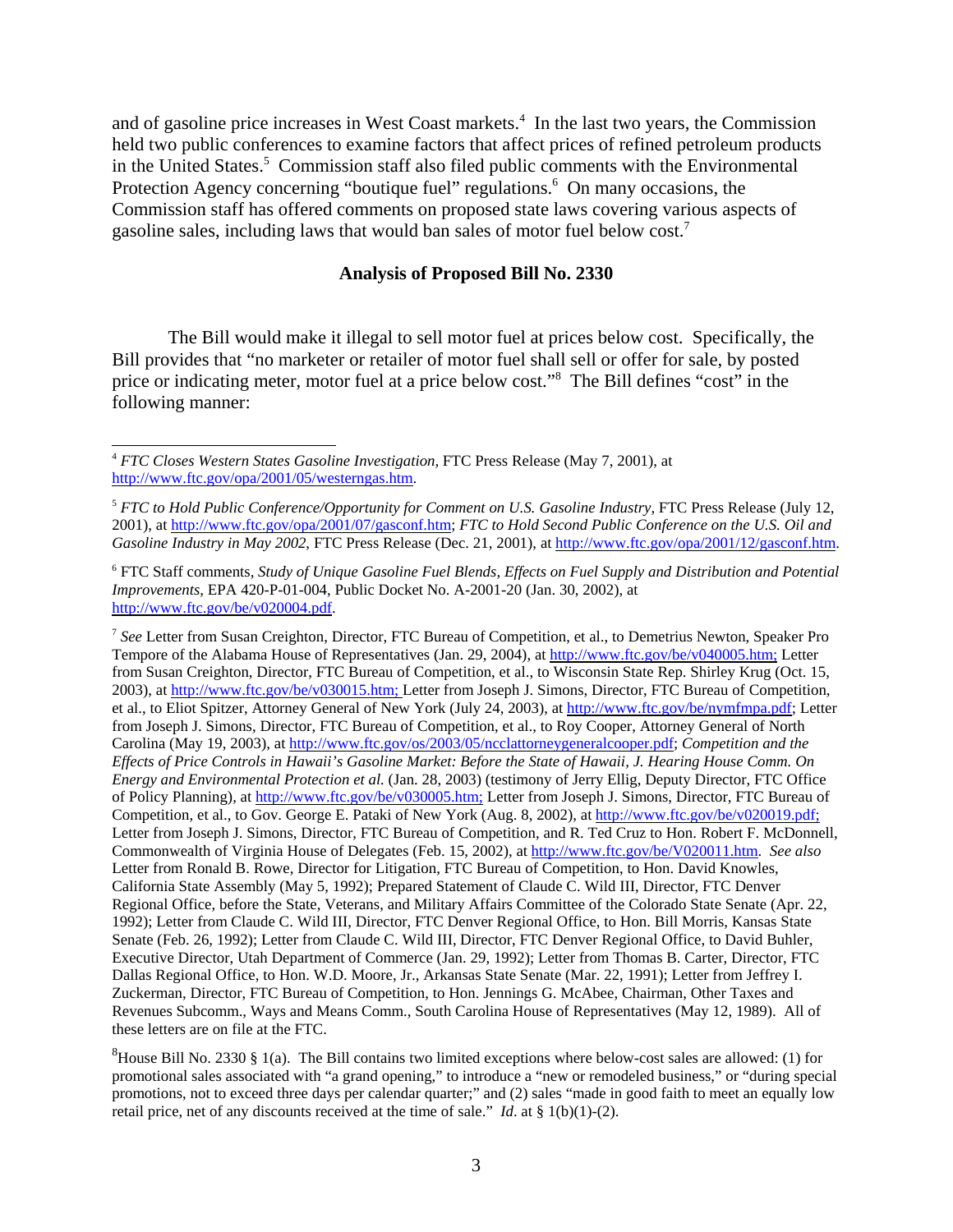and of gasoline price increases in West Coast markets.[4] In the last two years, the Commission held two public conferences to examine factors that affect prices of refined petroleum products in the United States.[5] Commission staff also filed public comments with the Environmental Protection Agency concerning "boutique fuel" regulations.[6] On many occasions, the Commission staff has offered comments on proposed state laws covering various aspects of gasoline sales, including laws that would ban sales of motor fuel below cost.[7]

**Analysis of Proposed Bill No. 2330**

The Bill would make it illegal to sell motor fuel at prices below cost. Specifically, the Bill provides that "no marketer or retailer of motor fuel shall sell or offer for sale, by posted price or indicating meter, motor fuel at a price below cost."[8] The Bill defines "cost" in the following manner:

---

[4] *FTC Closes Western States Gasoline Investigation*, FTC Press Release (May 7, 2001), at http://www.ftc.gov/opa/2001/05/westerngas.htm.

[5] *FTC to Hold Public Conference/Opportunity for Comment on U.S. Gasoline Industry*, FTC Press Release (July 12, 2001), at http://www.ftc.gov/opa/2001/07/gasconf.htm; *FTC to Hold Second Public Conference on the U.S. Oil and Gasoline Industry in May 2002*, FTC Press Release (Dec. 21, 2001), at http://www.ftc.gov/opa/2001/12/gasconf.htm.

[6] FTC Staff comments, *Study of Unique Gasoline Fuel Blends, Effects on Fuel Supply and Distribution and Potential Improvements*, EPA 420-P-01-004, Public Docket No. A-2001-20 (Jan. 30, 2002), at http://www.ftc.gov/be/v020004.pdf.

[7] *See* Letter from Susan Creighton, Director, FTC Bureau of Competition, et al., to Demetrius Newton, Speaker Pro Tempore of the Alabama House of Representatives (Jan. 29, 2004), at http://www.ftc.gov/be/v040005.htm; Letter from Susan Creighton, Director, FTC Bureau of Competition, et al., to Wisconsin State Rep. Shirley Krug (Oct. 15, 2003), at http://www.ftc.gov/be/v030015.htm; Letter from Joseph J. Simons, Director, FTC Bureau of Competition, et al., to Eliot Spitzer, Attorney General of New York (July 24, 2003), at http://www.ftc.gov/be/nymfmpa.pdf; Letter from Joseph J. Simons, Director, FTC Bureau of Competition, et al., to Roy Cooper, Attorney General of North Carolina (May 19, 2003), at http://www.ftc.gov/os/2003/05/ncclattorneygeneralcooper.pdf; *Competition and the Effects of Price Controls in Hawaii's Gasoline Market: Before the State of Hawaii, J. Hearing House Comm. On Energy and Environmental Protection et al.* (Jan. 28, 2003) (testimony of Jerry Ellig, Deputy Director, FTC Office of Policy Planning), at http://www.ftc.gov/be/v030005.htm; Letter from Joseph J. Simons, Director, FTC Bureau of Competition, et al., to Gov. George E. Pataki of New York (Aug. 8, 2002), at http://www.ftc.gov/be/v020019.pdf; Letter from Joseph J. Simons, Director, FTC Bureau of Competition, and R. Ted Cruz to Hon. Robert F. McDonnell, Commonwealth of Virginia House of Delegates (Feb. 15, 2002), at http://www.ftc.gov/be/V020011.htm. *See also* Letter from Ronald B. Rowe, Director for Litigation, FTC Bureau of Competition, to Hon. David Knowles, California State Assembly (May 5, 1992); Prepared Statement of Claude C. Wild III, Director, FTC Denver Regional Office, before the State, Veterans, and Military Affairs Committee of the Colorado State Senate (Apr. 22, 1992); Letter from Claude C. Wild III, Director, FTC Denver Regional Office, to Hon. Bill Morris, Kansas State Senate (Feb. 26, 1992); Letter from Claude C. Wild III, Director, FTC Denver Regional Office, to David Buhler, Executive Director, Utah Department of Commerce (Jan. 29, 1992); Letter from Thomas B. Carter, Director, FTC Dallas Regional Office, to Hon. W.D. Moore, Jr., Arkansas State Senate (Mar. 22, 1991); Letter from Jeffrey I. Zuckerman, Director, FTC Bureau of Competition, to Hon. Jennings G. McAbee, Chairman, Other Taxes and Revenues Subcomm., Ways and Means Comm., South Carolina House of Representatives (May 12, 1989). All of these letters are on file at the FTC.

[8] House Bill No. 2330 § 1(a). The Bill contains two limited exceptions where below-cost sales are allowed: (1) for promotional sales associated with "a grand opening," to introduce a "new or remodeled business," or "during special promotions, not to exceed three days per calendar quarter;" and (2) sales "made in good faith to meet an equally low retail price, net of any discounts received at the time of sale." *Id*. at § 1(b)(1)-(2).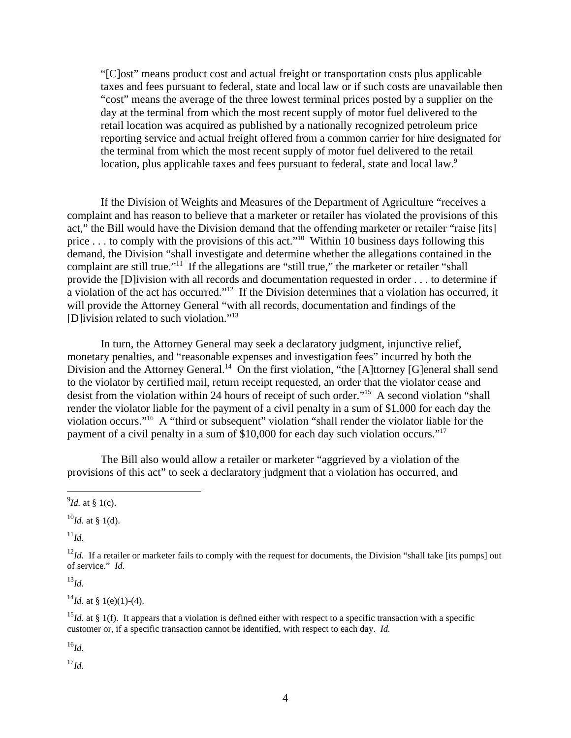> "[C]ost" means product cost and actual freight or transportation costs plus applicable taxes and fees pursuant to federal, state and local law or if such costs are unavailable then "cost" means the average of the three lowest terminal prices posted by a supplier on the day at the terminal from which the most recent supply of motor fuel delivered to the retail location was acquired as published by a nationally recognized petroleum price reporting service and actual freight offered from a common carrier for hire designated for the terminal from which the most recent supply of motor fuel delivered to the retail location, plus applicable taxes and fees pursuant to federal, state and local law.[9]

If the Division of Weights and Measures of the Department of Agriculture "receives a complaint and has reason to believe that a marketer or retailer has violated the provisions of this act," the Bill would have the Division demand that the offending marketer or retailer "raise [its] price . . . to comply with the provisions of this act."[10] Within 10 business days following this demand, the Division "shall investigate and determine whether the allegations contained in the complaint are still true."[11] If the allegations are "still true," the marketer or retailer "shall provide the [D]ivision with all records and documentation requested in order . . . to determine if a violation of the act has occurred."[12] If the Division determines that a violation has occurred, it will provide the Attorney General "with all records, documentation and findings of the [D]ivision related to such violation."[13]

In turn, the Attorney General may seek a declaratory judgment, injunctive relief, monetary penalties, and "reasonable expenses and investigation fees" incurred by both the Division and the Attorney General.[14] On the first violation, "the [A]ttorney [G]eneral shall send to the violator by certified mail, return receipt requested, an order that the violator cease and desist from the violation within 24 hours of receipt of such order."[15] A second violation "shall render the violator liable for the payment of a civil penalty in a sum of $1,000 for each day the violation occurs."[16] A "third or subsequent" violation "shall render the violator liable for the payment of a civil penalty in a sum of $10,000 for each day such violation occurs."[17]

The Bill also would allow a retailer or marketer "aggrieved by a violation of the provisions of this act" to seek a declaratory judgment that a violation has occurred, and

---

[9] *Id.* at § 1(c).

[10] *Id*. at § 1(d).

[11] *Id*.

[12] *Id.* If a retailer or marketer fails to comply with the request for documents, the Division "shall take [its pumps] out of service." *Id.*

[13] *Id*.

[14] *Id*. at § 1(e)(1)-(4).

[15] *Id*. at § 1(f). It appears that a violation is defined either with respect to a specific transaction with a specific customer or, if a specific transaction cannot be identified, with respect to each day. *Id.*

[16] *Id*.

[17] *Id*.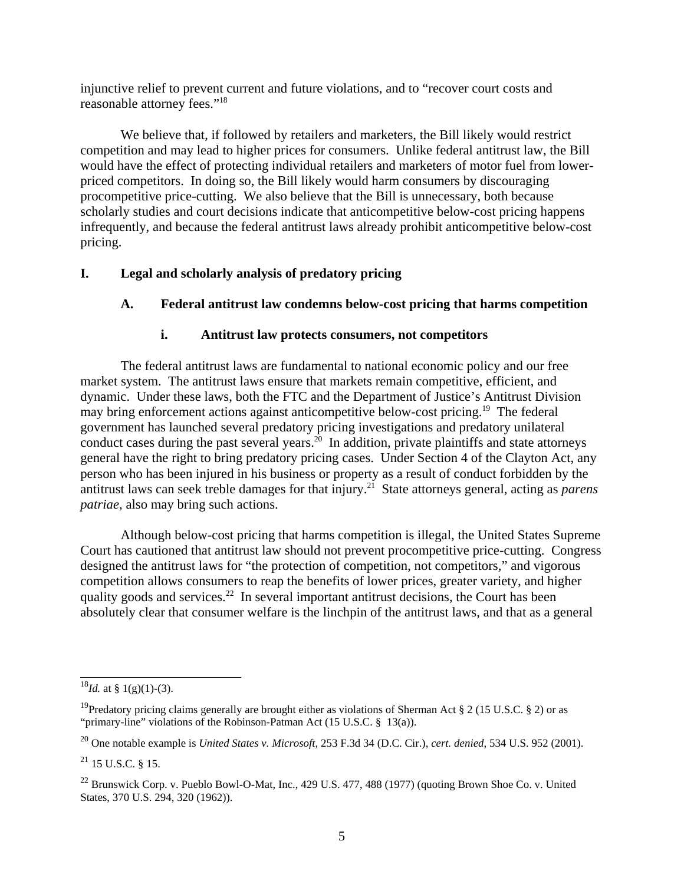injunctive relief to prevent current and future violations, and to "recover court costs and reasonable attorney fees."[18]

We believe that, if followed by retailers and marketers, the Bill likely would restrict competition and may lead to higher prices for consumers. Unlike federal antitrust law, the Bill would have the effect of protecting individual retailers and marketers of motor fuel from lower-priced competitors. In doing so, the Bill likely would harm consumers by discouraging procompetitive price-cutting. We also believe that the Bill is unnecessary, both because scholarly studies and court decisions indicate that anticompetitive below-cost pricing happens infrequently, and because the federal antitrust laws already prohibit anticompetitive below-cost pricing.

## I. Legal and scholarly analysis of predatory pricing

### A. Federal antitrust law condemns below-cost pricing that harms competition

#### i. Antitrust law protects consumers, not competitors

The federal antitrust laws are fundamental to national economic policy and our free market system. The antitrust laws ensure that markets remain competitive, efficient, and dynamic. Under these laws, both the FTC and the Department of Justice's Antitrust Division may bring enforcement actions against anticompetitive below-cost pricing.[19] The federal government has launched several predatory pricing investigations and predatory unilateral conduct cases during the past several years.[20] In addition, private plaintiffs and state attorneys general have the right to bring predatory pricing cases. Under Section 4 of the Clayton Act, any person who has been injured in his business or property as a result of conduct forbidden by the antitrust laws can seek treble damages for that injury.[21] State attorneys general, acting as *parens patriae*, also may bring such actions.

Although below-cost pricing that harms competition is illegal, the United States Supreme Court has cautioned that antitrust law should not prevent procompetitive price-cutting. Congress designed the antitrust laws for "the protection of competition, not competitors," and vigorous competition allows consumers to reap the benefits of lower prices, greater variety, and higher quality goods and services.[22] In several important antitrust decisions, the Court has been absolutely clear that consumer welfare is the linchpin of the antitrust laws, and that as a general

---

[18] *Id.* at § 1(g)(1)-(3).

[19] Predatory pricing claims generally are brought either as violations of Sherman Act § 2 (15 U.S.C. § 2) or as "primary-line" violations of the Robinson-Patman Act (15 U.S.C. § 13(a)).

[20] One notable example is *United States v. Microsoft*, 253 F.3d 34 (D.C. Cir.), *cert. denied*, 534 U.S. 952 (2001).

[21] 15 U.S.C. § 15.

[22] Brunswick Corp. v. Pueblo Bowl-O-Mat, Inc., 429 U.S. 477, 488 (1977) (quoting Brown Shoe Co. v. United States, 370 U.S. 294, 320 (1962)).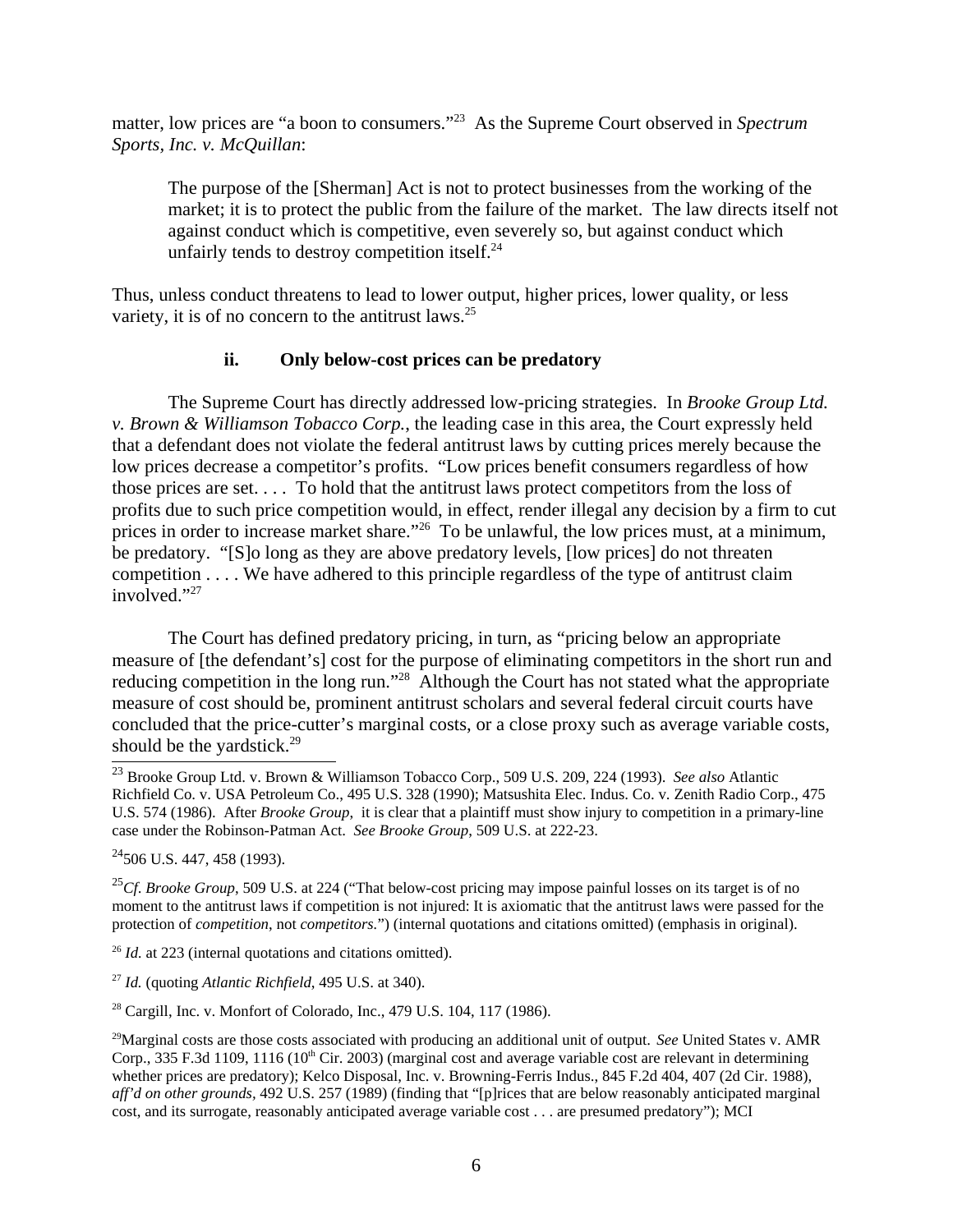matter, low prices are "a boon to consumers."[23] As the Supreme Court observed in *Spectrum Sports, Inc. v. McQuillan*:

> The purpose of the [Sherman] Act is not to protect businesses from the working of the market; it is to protect the public from the failure of the market. The law directs itself not against conduct which is competitive, even severely so, but against conduct which unfairly tends to destroy competition itself.[24]

Thus, unless conduct threatens to lead to lower output, higher prices, lower quality, or less variety, it is of no concern to the antitrust laws.[25]

#### ii. Only below-cost prices can be predatory

The Supreme Court has directly addressed low-pricing strategies. In *Brooke Group Ltd. v. Brown & Williamson Tobacco Corp.*, the leading case in this area, the Court expressly held that a defendant does not violate the federal antitrust laws by cutting prices merely because the low prices decrease a competitor's profits. "Low prices benefit consumers regardless of how those prices are set. . . . To hold that the antitrust laws protect competitors from the loss of profits due to such price competition would, in effect, render illegal any decision by a firm to cut prices in order to increase market share."[26] To be unlawful, the low prices must, at a minimum, be predatory. "[S]o long as they are above predatory levels, [low prices] do not threaten competition . . . . We have adhered to this principle regardless of the type of antitrust claim involved."[27]

The Court has defined predatory pricing, in turn, as "pricing below an appropriate measure of [the defendant's] cost for the purpose of eliminating competitors in the short run and reducing competition in the long run."[28] Although the Court has not stated what the appropriate measure of cost should be, prominent antitrust scholars and several federal circuit courts have concluded that the price-cutter's marginal costs, or a close proxy such as average variable costs, should be the yardstick.[29]

---

[23] Brooke Group Ltd. v. Brown & Williamson Tobacco Corp., 509 U.S. 209, 224 (1993). *See also* Atlantic Richfield Co. v. USA Petroleum Co., 495 U.S. 328 (1990); Matsushita Elec. Indus. Co. v. Zenith Radio Corp., 475 U.S. 574 (1986). After *Brooke Group*, it is clear that a plaintiff must show injury to competition in a primary-line case under the Robinson-Patman Act. *See Brooke Group*, 509 U.S. at 222-23.

[24] 506 U.S. 447, 458 (1993).

[25] *Cf. Brooke Group*, 509 U.S. at 224 ("That below-cost pricing may impose painful losses on its target is of no moment to the antitrust laws if competition is not injured: It is axiomatic that the antitrust laws were passed for the protection of *competition*, not *competitors*.") (internal quotations and citations omitted) (emphasis in original).

[26] *Id.* at 223 (internal quotations and citations omitted).

[27] *Id.* (quoting *Atlantic Richfield*, 495 U.S. at 340).

[28] Cargill, Inc. v. Monfort of Colorado, Inc., 479 U.S. 104, 117 (1986).

[29] Marginal costs are those costs associated with producing an additional unit of output. *See* United States v. AMR Corp., 335 F.3d 1109, 1116 (10th Cir. 2003) (marginal cost and average variable cost are relevant in determining whether prices are predatory); Kelco Disposal, Inc. v. Browning-Ferris Indus., 845 F.2d 404, 407 (2d Cir. 1988), *aff'd on other grounds*, 492 U.S. 257 (1989) (finding that "[p]rices that are below reasonably anticipated marginal cost, and its surrogate, reasonably anticipated average variable cost . . . are presumed predatory"); MCI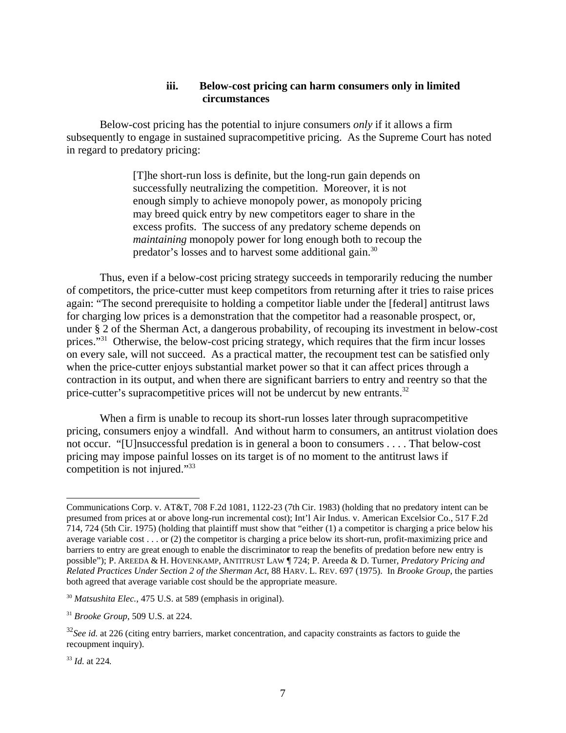### iii. Below-cost pricing can harm consumers only in limited circumstances

Below-cost pricing has the potential to injure consumers *only* if it allows a firm subsequently to engage in sustained supracompetitive pricing. As the Supreme Court has noted in regard to predatory pricing:

> [T]he short-run loss is definite, but the long-run gain depends on successfully neutralizing the competition. Moreover, it is not enough simply to achieve monopoly power, as monopoly pricing may breed quick entry by new competitors eager to share in the excess profits. The success of any predatory scheme depends on *maintaining* monopoly power for long enough both to recoup the predator's losses and to harvest some additional gain.[30]

Thus, even if a below-cost pricing strategy succeeds in temporarily reducing the number of competitors, the price-cutter must keep competitors from returning after it tries to raise prices again: "The second prerequisite to holding a competitor liable under the [federal] antitrust laws for charging low prices is a demonstration that the competitor had a reasonable prospect, or, under § 2 of the Sherman Act, a dangerous probability, of recouping its investment in below-cost prices."[31] Otherwise, the below-cost pricing strategy, which requires that the firm incur losses on every sale, will not succeed. As a practical matter, the recoupment test can be satisfied only when the price-cutter enjoys substantial market power so that it can affect prices through a contraction in its output, and when there are significant barriers to entry and reentry so that the price-cutter's supracompetitive prices will not be undercut by new entrants.[32]

When a firm is unable to recoup its short-run losses later through supracompetitive pricing, consumers enjoy a windfall. And without harm to consumers, an antitrust violation does not occur. "[U]nsuccessful predation is in general a boon to consumers . . . . That below-cost pricing may impose painful losses on its target is of no moment to the antitrust laws if competition is not injured."[33]

---

Communications Corp. v. AT&T, 708 F.2d 1081, 1122-23 (7th Cir. 1983) (holding that no predatory intent can be presumed from prices at or above long-run incremental cost); Int'l Air Indus. v. American Excelsior Co., 517 F.2d 714, 724 (5th Cir. 1975) (holding that plaintiff must show that "either (1) a competitor is charging a price below his average variable cost . . . or (2) the competitor is charging a price below its short-run, profit-maximizing price and barriers to entry are great enough to enable the discriminator to reap the benefits of predation before new entry is possible"); P. AREEDA & H. HOVENKAMP, ANTITRUST LAW ¶ 724; P. Areeda & D. Turner, *Predatory Pricing and Related Practices Under Section 2 of the Sherman Act*, 88 HARV. L. REV. 697 (1975). In *Brooke Group*, the parties both agreed that average variable cost should be the appropriate measure.

[30] *Matsushita Elec.*, 475 U.S. at 589 (emphasis in original).

[31] *Brooke Group*, 509 U.S. at 224.

[32] *See id.* at 226 (citing entry barriers, market concentration, and capacity constraints as factors to guide the recoupment inquiry).

[33] *Id.* at 224.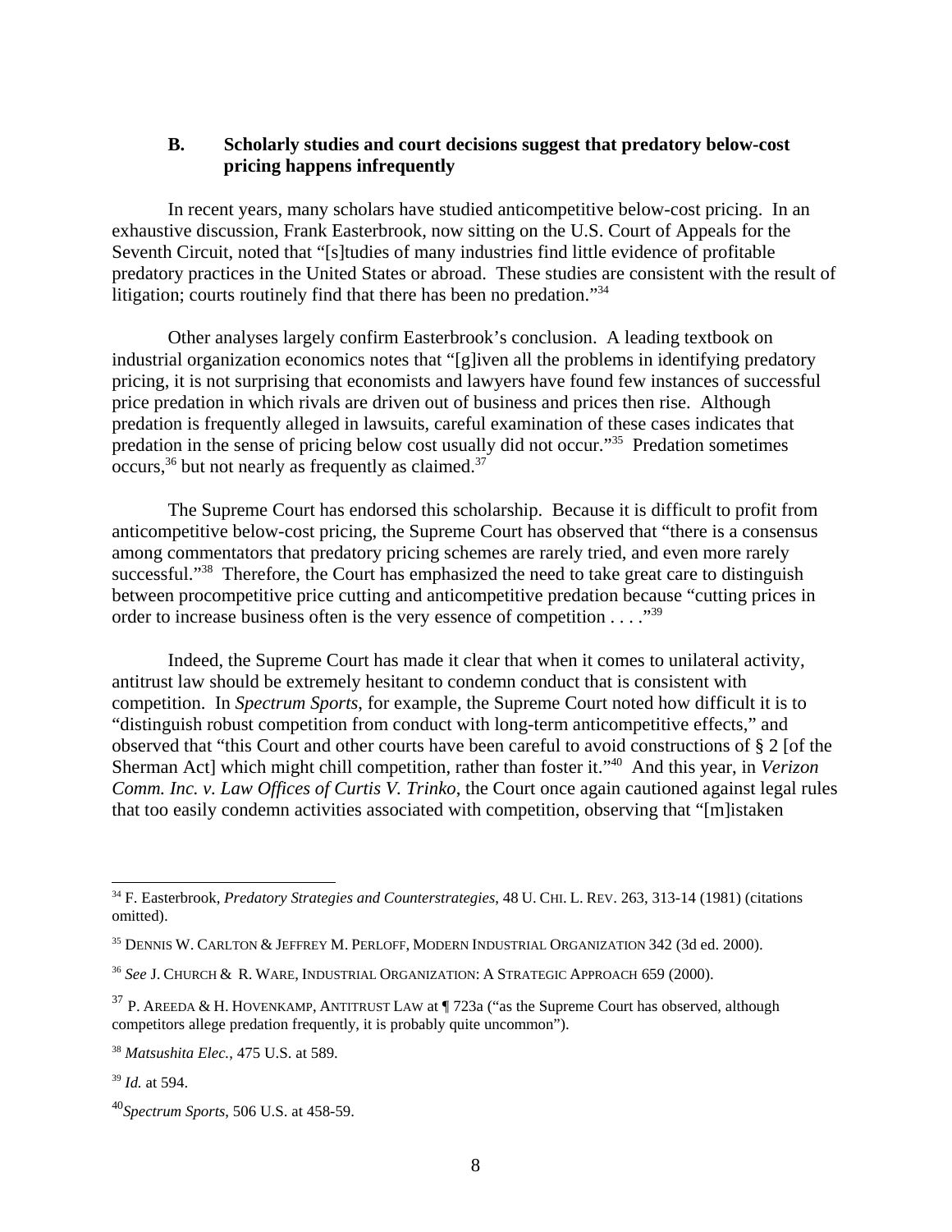### B. Scholarly studies and court decisions suggest that predatory below-cost pricing happens infrequently

In recent years, many scholars have studied anticompetitive below-cost pricing. In an exhaustive discussion, Frank Easterbrook, now sitting on the U.S. Court of Appeals for the Seventh Circuit, noted that "[s]tudies of many industries find little evidence of profitable predatory practices in the United States or abroad. These studies are consistent with the result of litigation; courts routinely find that there has been no predation."[34]

Other analyses largely confirm Easterbrook's conclusion. A leading textbook on industrial organization economics notes that "[g]iven all the problems in identifying predatory pricing, it is not surprising that economists and lawyers have found few instances of successful price predation in which rivals are driven out of business and prices then rise. Although predation is frequently alleged in lawsuits, careful examination of these cases indicates that predation in the sense of pricing below cost usually did not occur."[35] Predation sometimes occurs,[36] but not nearly as frequently as claimed.[37]

The Supreme Court has endorsed this scholarship. Because it is difficult to profit from anticompetitive below-cost pricing, the Supreme Court has observed that "there is a consensus among commentators that predatory pricing schemes are rarely tried, and even more rarely successful."[38] Therefore, the Court has emphasized the need to take great care to distinguish between procompetitive price cutting and anticompetitive predation because "cutting prices in order to increase business often is the very essence of competition . . . ."[39]

Indeed, the Supreme Court has made it clear that when it comes to unilateral activity, antitrust law should be extremely hesitant to condemn conduct that is consistent with competition. In *Spectrum Sports*, for example, the Supreme Court noted how difficult it is to "distinguish robust competition from conduct with long-term anticompetitive effects," and observed that "this Court and other courts have been careful to avoid constructions of § 2 [of the Sherman Act] which might chill competition, rather than foster it."[40] And this year, in *Verizon Comm. Inc. v. Law Offices of Curtis V. Trinko*, the Court once again cautioned against legal rules that too easily condemn activities associated with competition, observing that "[m]istaken

---

[34] F. Easterbrook, *Predatory Strategies and Counterstrategies*, 48 U. CHI. L. REV. 263, 313-14 (1981) (citations omitted).

[35] DENNIS W. CARLTON & JEFFREY M. PERLOFF, MODERN INDUSTRIAL ORGANIZATION 342 (3d ed. 2000).

[36] *See* J. CHURCH & R. WARE, INDUSTRIAL ORGANIZATION: A STRATEGIC APPROACH 659 (2000).

[37] P. AREEDA & H. HOVENKAMP, ANTITRUST LAW at ¶ 723a ("as the Supreme Court has observed, although competitors allege predation frequently, it is probably quite uncommon").

[38] *Matsushita Elec.*, 475 U.S. at 589.

[39] *Id.* at 594.

[40] *Spectrum Sports*, 506 U.S. at 458-59.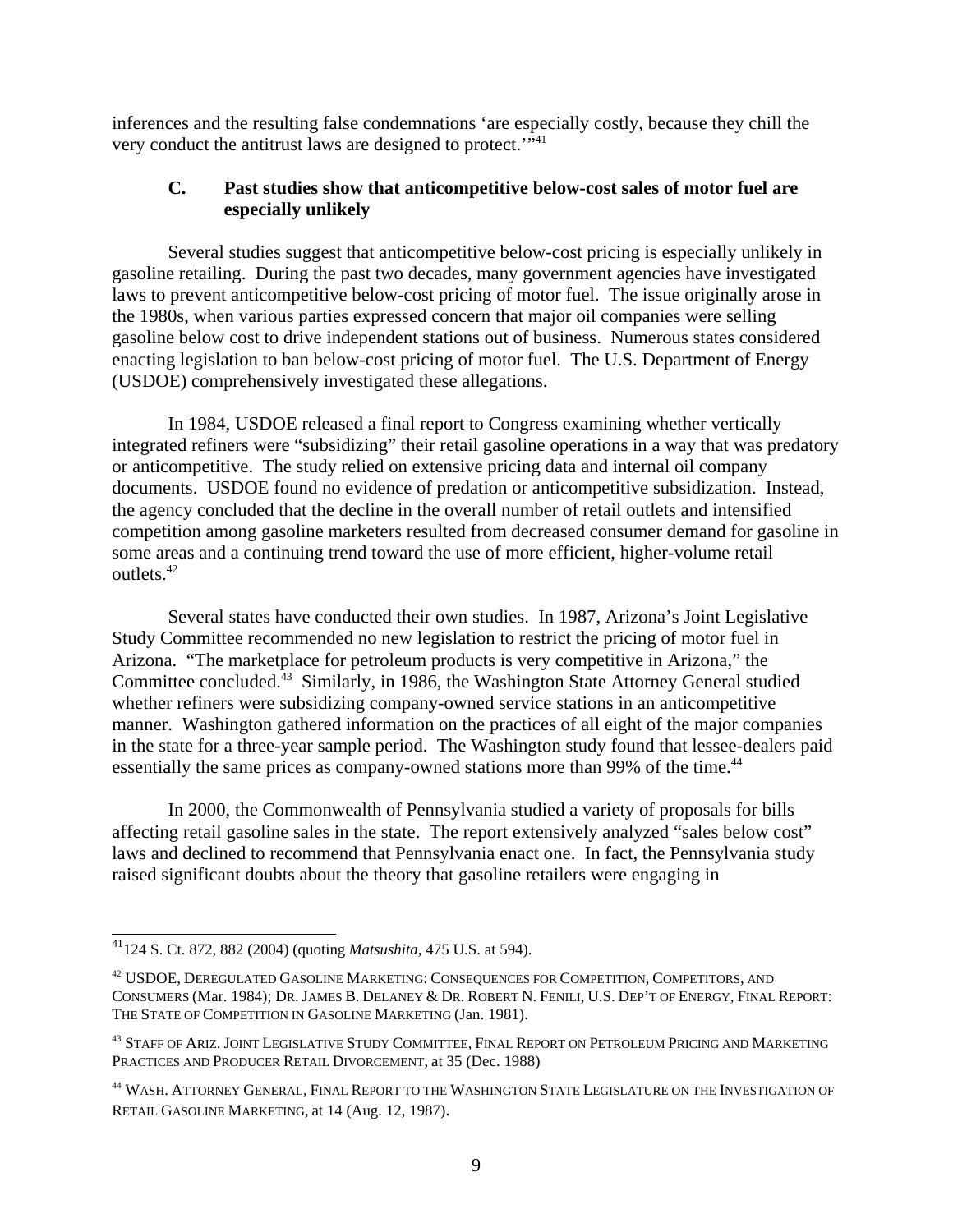inferences and the resulting false condemnations 'are especially costly, because they chill the very conduct the antitrust laws are designed to protect.'"[41]

### C. Past studies show that anticompetitive below-cost sales of motor fuel are especially unlikely

Several studies suggest that anticompetitive below-cost pricing is especially unlikely in gasoline retailing. During the past two decades, many government agencies have investigated laws to prevent anticompetitive below-cost pricing of motor fuel. The issue originally arose in the 1980s, when various parties expressed concern that major oil companies were selling gasoline below cost to drive independent stations out of business. Numerous states considered enacting legislation to ban below-cost pricing of motor fuel. The U.S. Department of Energy (USDOE) comprehensively investigated these allegations.

In 1984, USDOE released a final report to Congress examining whether vertically integrated refiners were "subsidizing" their retail gasoline operations in a way that was predatory or anticompetitive. The study relied on extensive pricing data and internal oil company documents. USDOE found no evidence of predation or anticompetitive subsidization. Instead, the agency concluded that the decline in the overall number of retail outlets and intensified competition among gasoline marketers resulted from decreased consumer demand for gasoline in some areas and a continuing trend toward the use of more efficient, higher-volume retail outlets.[42]

Several states have conducted their own studies. In 1987, Arizona's Joint Legislative Study Committee recommended no new legislation to restrict the pricing of motor fuel in Arizona. "The marketplace for petroleum products is very competitive in Arizona," the Committee concluded.[43] Similarly, in 1986, the Washington State Attorney General studied whether refiners were subsidizing company-owned service stations in an anticompetitive manner. Washington gathered information on the practices of all eight of the major companies in the state for a three-year sample period. The Washington study found that lessee-dealers paid essentially the same prices as company-owned stations more than 99% of the time.[44]

In 2000, the Commonwealth of Pennsylvania studied a variety of proposals for bills affecting retail gasoline sales in the state. The report extensively analyzed "sales below cost" laws and declined to recommend that Pennsylvania enact one. In fact, the Pennsylvania study raised significant doubts about the theory that gasoline retailers were engaging in

---

[41] 124 S. Ct. 872, 882 (2004) (quoting *Matsushita*, 475 U.S. at 594).

[42] USDOE, DEREGULATED GASOLINE MARKETING: CONSEQUENCES FOR COMPETITION, COMPETITORS, AND CONSUMERS (Mar. 1984); DR. JAMES B. DELANEY & DR. ROBERT N. FENILI, U.S. DEP'T OF ENERGY, FINAL REPORT: THE STATE OF COMPETITION IN GASOLINE MARKETING (Jan. 1981).

[43] STAFF OF ARIZ. JOINT LEGISLATIVE STUDY COMMITTEE, FINAL REPORT ON PETROLEUM PRICING AND MARKETING PRACTICES AND PRODUCER RETAIL DIVORCEMENT, at 35 (Dec. 1988)

[44] WASH. ATTORNEY GENERAL, FINAL REPORT TO THE WASHINGTON STATE LEGISLATURE ON THE INVESTIGATION OF RETAIL GASOLINE MARKETING, at 14 (Aug. 12, 1987).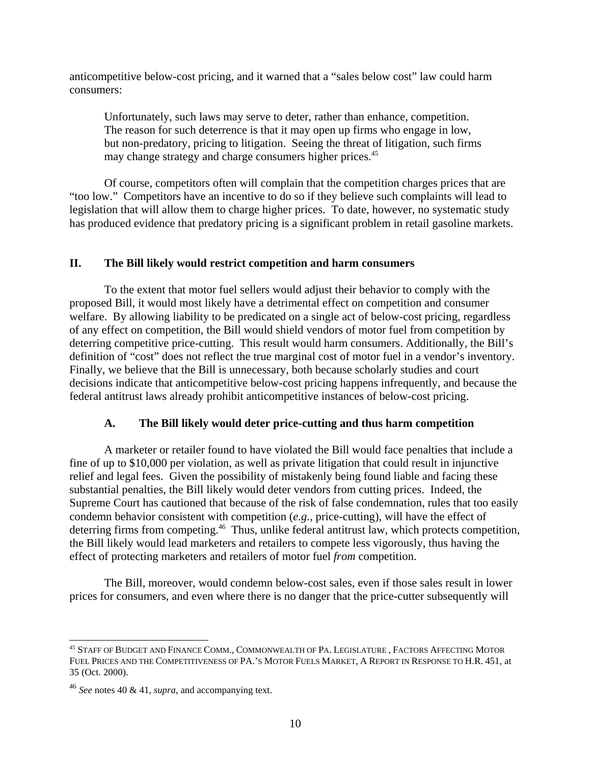anticompetitive below-cost pricing, and it warned that a "sales below cost" law could harm consumers:

> Unfortunately, such laws may serve to deter, rather than enhance, competition. The reason for such deterrence is that it may open up firms who engage in low, but non-predatory, pricing to litigation. Seeing the threat of litigation, such firms may change strategy and charge consumers higher prices.[45]

Of course, competitors often will complain that the competition charges prices that are "too low." Competitors have an incentive to do so if they believe such complaints will lead to legislation that will allow them to charge higher prices. To date, however, no systematic study has produced evidence that predatory pricing is a significant problem in retail gasoline markets.

## II. The Bill likely would restrict competition and harm consumers

To the extent that motor fuel sellers would adjust their behavior to comply with the proposed Bill, it would most likely have a detrimental effect on competition and consumer welfare. By allowing liability to be predicated on a single act of below-cost pricing, regardless of any effect on competition, the Bill would shield vendors of motor fuel from competition by deterring competitive price-cutting. This result would harm consumers. Additionally, the Bill's definition of "cost" does not reflect the true marginal cost of motor fuel in a vendor's inventory. Finally, we believe that the Bill is unnecessary, both because scholarly studies and court decisions indicate that anticompetitive below-cost pricing happens infrequently, and because the federal antitrust laws already prohibit anticompetitive instances of below-cost pricing.

### A. The Bill likely would deter price-cutting and thus harm competition

A marketer or retailer found to have violated the Bill would face penalties that include a fine of up to $10,000 per violation, as well as private litigation that could result in injunctive relief and legal fees. Given the possibility of mistakenly being found liable and facing these substantial penalties, the Bill likely would deter vendors from cutting prices. Indeed, the Supreme Court has cautioned that because of the risk of false condemnation, rules that too easily condemn behavior consistent with competition (*e.g.*, price-cutting), will have the effect of deterring firms from competing.[46] Thus, unlike federal antitrust law, which protects competition, the Bill likely would lead marketers and retailers to compete less vigorously, thus having the effect of protecting marketers and retailers of motor fuel *from* competition.

The Bill, moreover, would condemn below-cost sales, even if those sales result in lower prices for consumers, and even where there is no danger that the price-cutter subsequently will

---

[45] STAFF OF BUDGET AND FINANCE COMM., COMMONWEALTH OF PA. LEGISLATURE , FACTORS AFFECTING MOTOR FUEL PRICES AND THE COMPETITIVENESS OF PA.'S MOTOR FUELS MARKET, A REPORT IN RESPONSE TO H.R. 451, at 35 (Oct. 2000).

[46] *See* notes 40 & 41, *supra*, and accompanying text.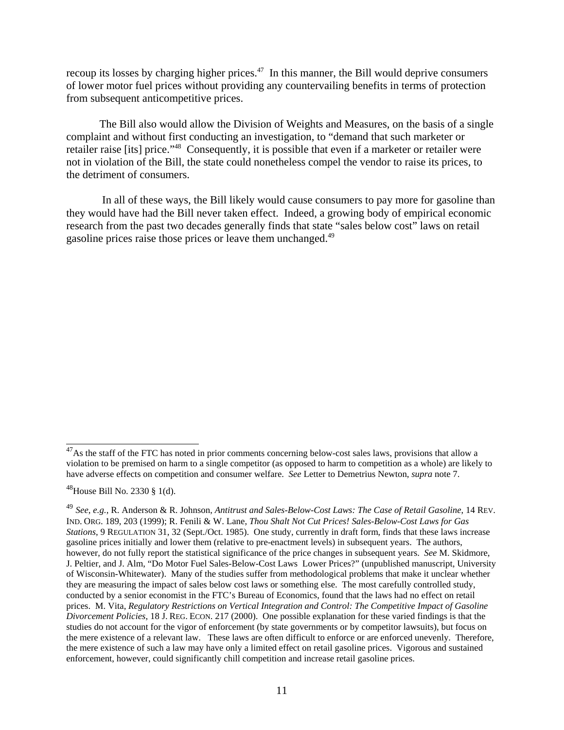recoup its losses by charging higher prices.[47] In this manner, the Bill would deprive consumers of lower motor fuel prices without providing any countervailing benefits in terms of protection from subsequent anticompetitive prices.

The Bill also would allow the Division of Weights and Measures, on the basis of a single complaint and without first conducting an investigation, to "demand that such marketer or retailer raise [its] price."[48] Consequently, it is possible that even if a marketer or retailer were not in violation of the Bill, the state could nonetheless compel the vendor to raise its prices, to the detriment of consumers.

In all of these ways, the Bill likely would cause consumers to pay more for gasoline than they would have had the Bill never taken effect. Indeed, a growing body of empirical economic research from the past two decades generally finds that state "sales below cost" laws on retail gasoline prices raise those prices or leave them unchanged.[49]

---

[47] As the staff of the FTC has noted in prior comments concerning below-cost sales laws, provisions that allow a violation to be premised on harm to a single competitor (as opposed to harm to competition as a whole) are likely to have adverse effects on competition and consumer welfare. *See* Letter to Demetrius Newton, *supra* note 7.

[48] House Bill No. 2330 § 1(d).

[49] *See, e.g.*, R. Anderson & R. Johnson, *Antitrust and Sales-Below-Cost Laws: The Case of Retail Gasoline*, 14 REV. IND. ORG. 189, 203 (1999); R. Fenili & W. Lane, *Thou Shalt Not Cut Prices! Sales-Below-Cost Laws for Gas Stations*, 9 REGULATION 31, 32 (Sept./Oct. 1985). One study, currently in draft form, finds that these laws increase gasoline prices initially and lower them (relative to pre-enactment levels) in subsequent years. The authors, however, do not fully report the statistical significance of the price changes in subsequent years. *See* M. Skidmore, J. Peltier, and J. Alm, "Do Motor Fuel Sales-Below-Cost Laws Lower Prices?" (unpublished manuscript, University of Wisconsin-Whitewater). Many of the studies suffer from methodological problems that make it unclear whether they are measuring the impact of sales below cost laws or something else. The most carefully controlled study, conducted by a senior economist in the FTC's Bureau of Economics, found that the laws had no effect on retail prices. M. Vita, *Regulatory Restrictions on Vertical Integration and Control: The Competitive Impact of Gasoline Divorcement Policies*, 18 J. REG. ECON. 217 (2000). One possible explanation for these varied findings is that the studies do not account for the vigor of enforcement (by state governments or by competitor lawsuits), but focus on the mere existence of a relevant law. These laws are often difficult to enforce or are enforced unevenly. Therefore, the mere existence of such a law may have only a limited effect on retail gasoline prices. Vigorous and sustained enforcement, however, could significantly chill competition and increase retail gasoline prices.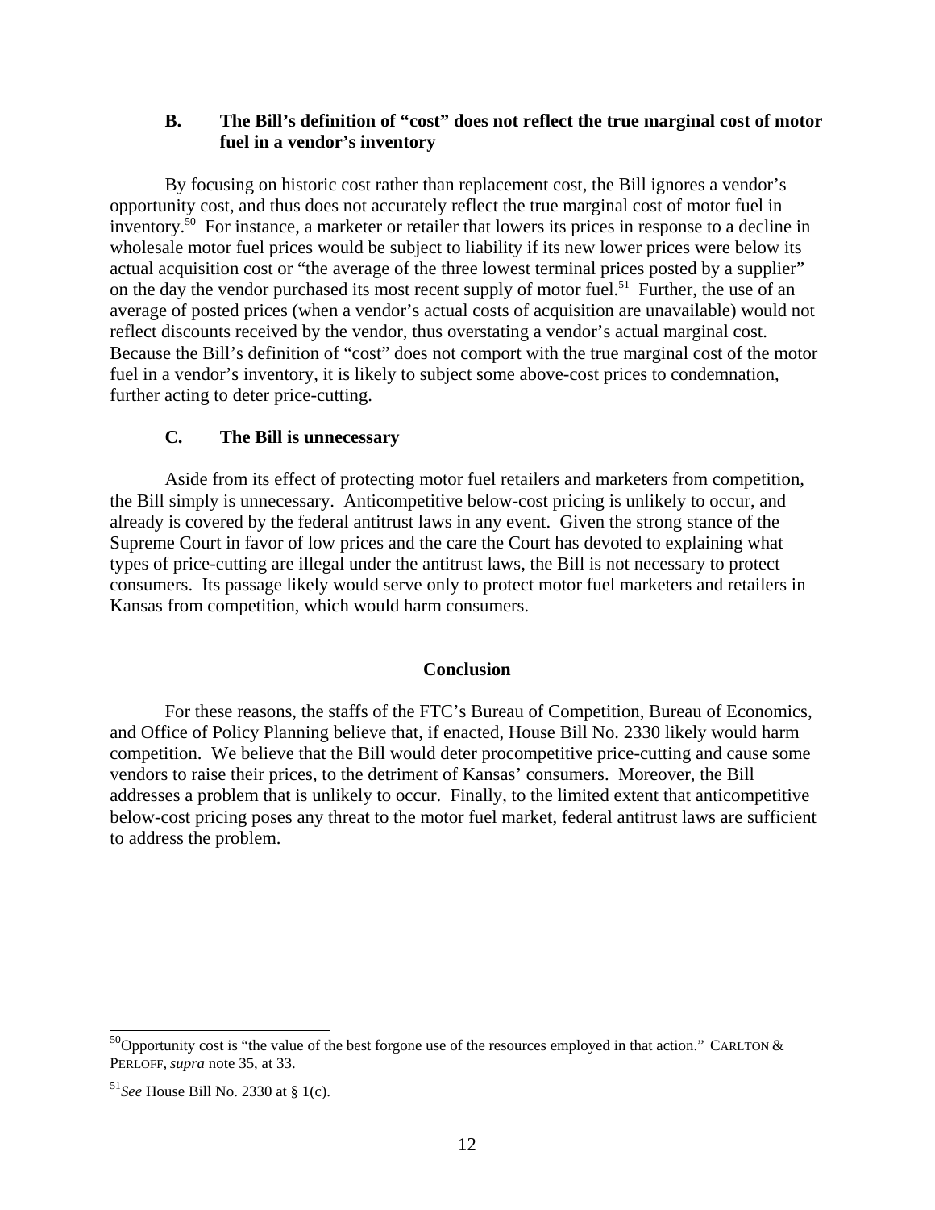### B. The Bill's definition of "cost" does not reflect the true marginal cost of motor fuel in a vendor's inventory

By focusing on historic cost rather than replacement cost, the Bill ignores a vendor's opportunity cost, and thus does not accurately reflect the true marginal cost of motor fuel in inventory.[50] For instance, a marketer or retailer that lowers its prices in response to a decline in wholesale motor fuel prices would be subject to liability if its new lower prices were below its actual acquisition cost or "the average of the three lowest terminal prices posted by a supplier" on the day the vendor purchased its most recent supply of motor fuel.[51] Further, the use of an average of posted prices (when a vendor's actual costs of acquisition are unavailable) would not reflect discounts received by the vendor, thus overstating a vendor's actual marginal cost. Because the Bill's definition of "cost" does not comport with the true marginal cost of the motor fuel in a vendor's inventory, it is likely to subject some above-cost prices to condemnation, further acting to deter price-cutting.

### C. The Bill is unnecessary

Aside from its effect of protecting motor fuel retailers and marketers from competition, the Bill simply is unnecessary. Anticompetitive below-cost pricing is unlikely to occur, and already is covered by the federal antitrust laws in any event. Given the strong stance of the Supreme Court in favor of low prices and the care the Court has devoted to explaining what types of price-cutting are illegal under the antitrust laws, the Bill is not necessary to protect consumers. Its passage likely would serve only to protect motor fuel marketers and retailers in Kansas from competition, which would harm consumers.

## Conclusion

For these reasons, the staffs of the FTC's Bureau of Competition, Bureau of Economics, and Office of Policy Planning believe that, if enacted, House Bill No. 2330 likely would harm competition. We believe that the Bill would deter procompetitive price-cutting and cause some vendors to raise their prices, to the detriment of Kansas' consumers. Moreover, the Bill addresses a problem that is unlikely to occur. Finally, to the limited extent that anticompetitive below-cost pricing poses any threat to the motor fuel market, federal antitrust laws are sufficient to address the problem.

---

[50] Opportunity cost is "the value of the best forgone use of the resources employed in that action." CARLTON & PERLOFF, *supra* note 35, at 33.

[51] *See* House Bill No. 2330 at § 1(c).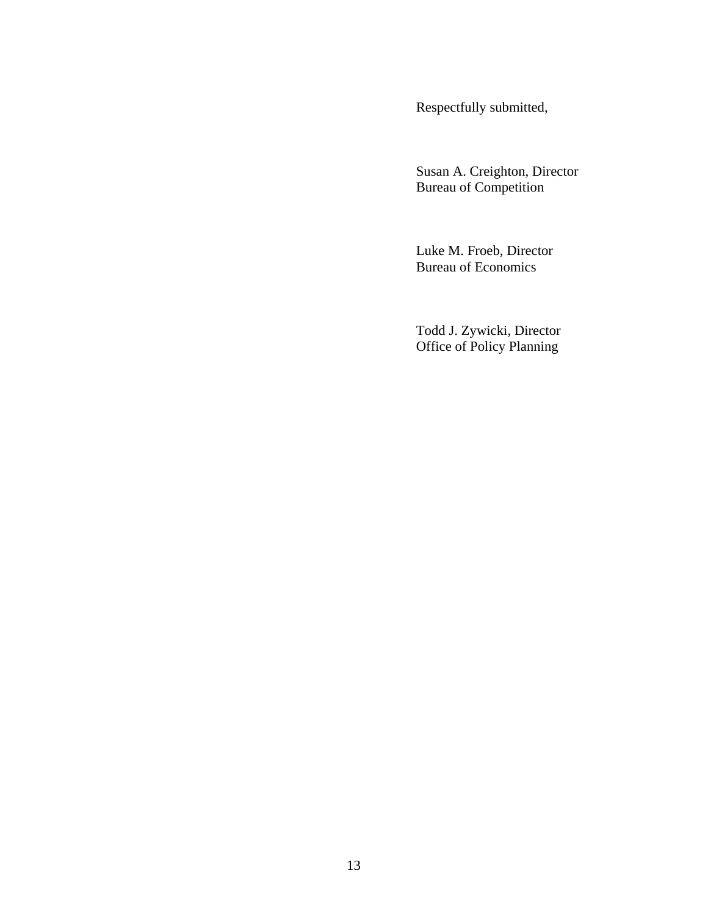Respectfully submitted,

Susan A. Creighton, Director  
Bureau of Competition

Luke M. Froeb, Director  
Bureau of Economics

Todd J. Zywicki, Director  
Office of Policy Planning